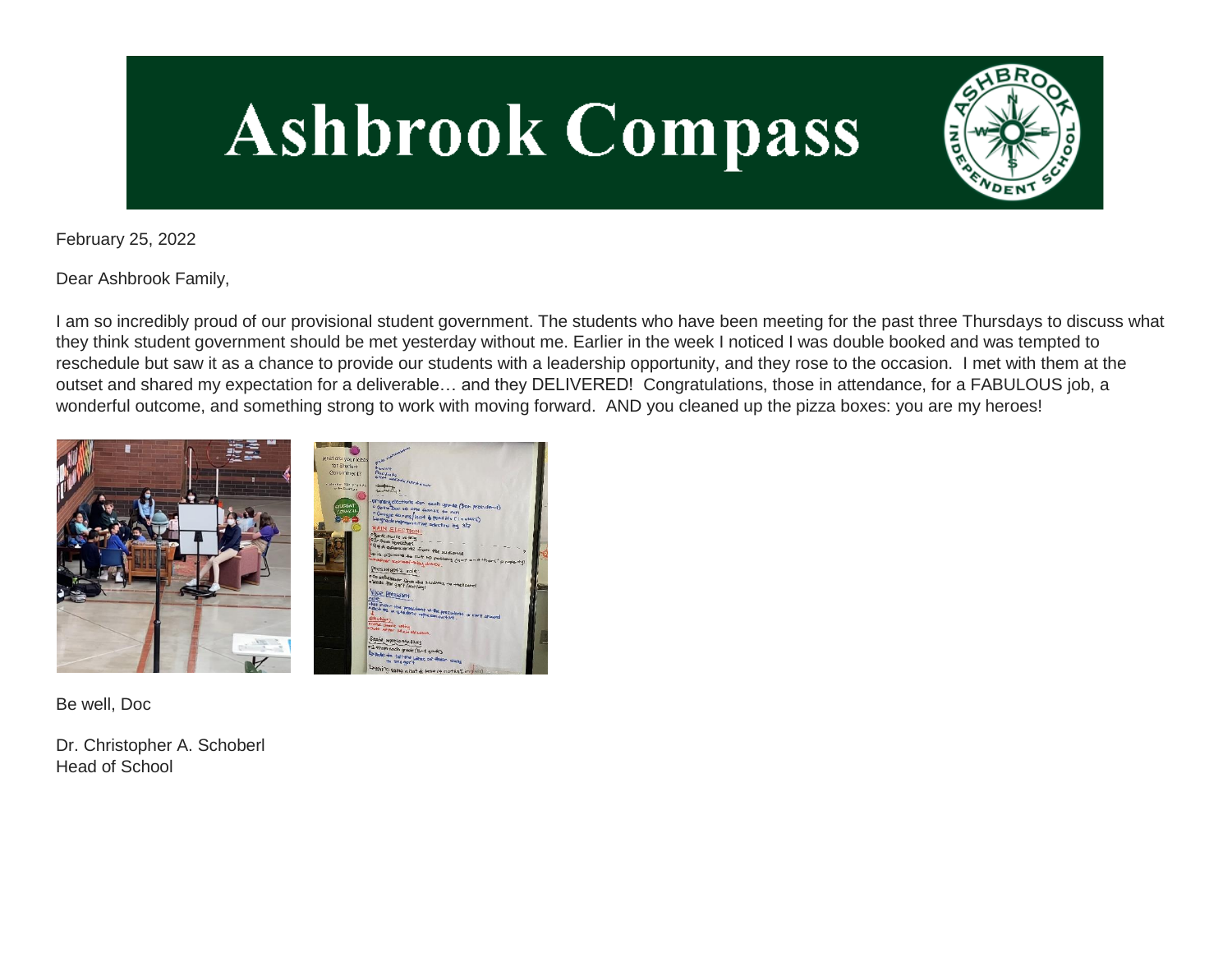# Ashbrook Compass

February 25, 2022

Dear Ashbrook Family,

I am so incredibly proud of our provisional student government. The students who have been meeting for the past three Thursdays to discuss what they think student government should be met yesterday without me. Earlier in the week I noticed I was double booked and was tempted to reschedule but saw it as a chance to provide our students with a leadership opportunity, and they rose to the occasion. I met with them at the outset and shared my expectation for a deliverable… and they DELIVERED! Congratulations, those in attendance, for a FABULOUS job, a wonderful outcome, and something strong to work with moving forward. AND you cleaned up the pizza boxes: you are my heroes!

Be well, Doc

Dr. Christopher A. Schoberl
Head of School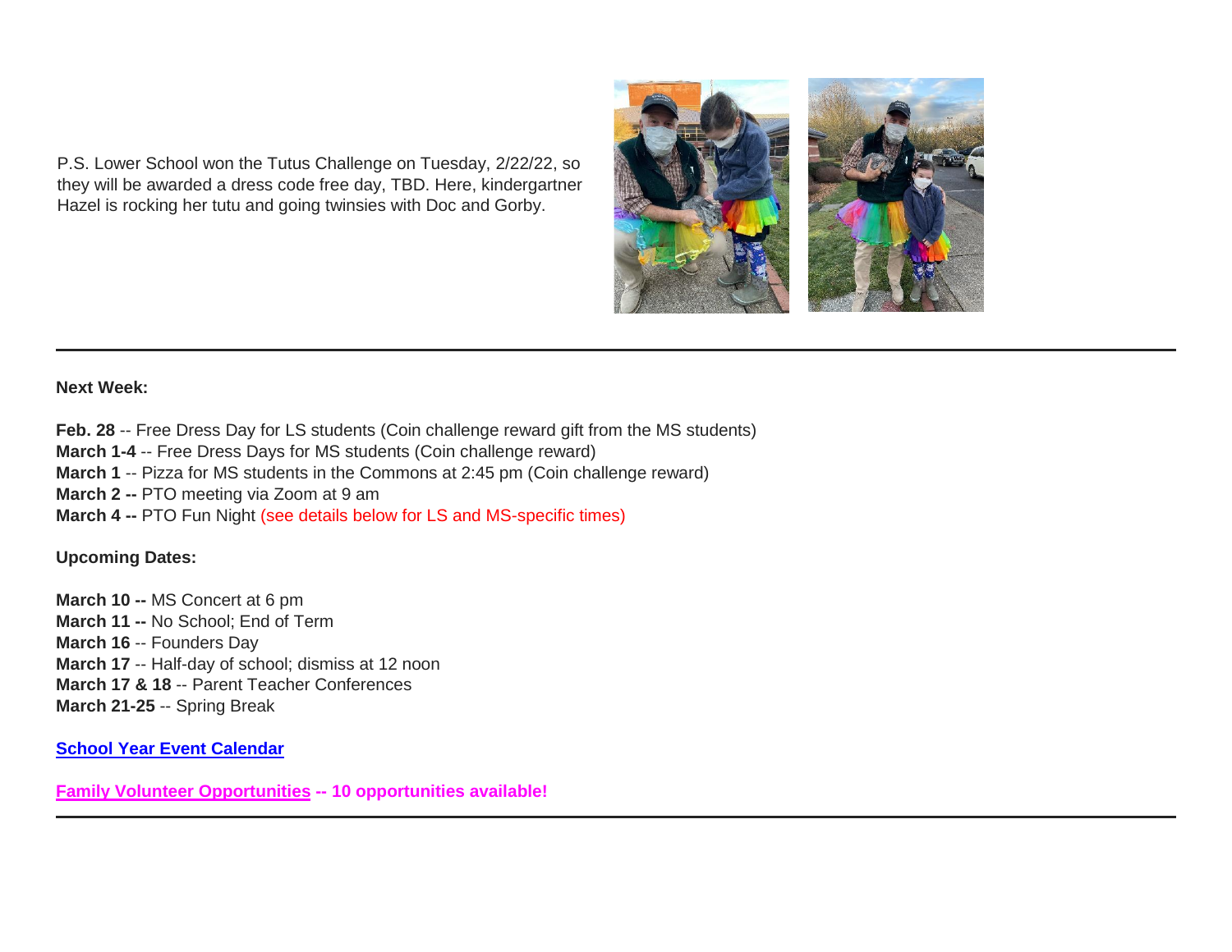P.S. Lower School won the Tutus Challenge on Tuesday, 2/22/22, so they will be awarded a dress code free day, TBD. Here, kindergartner Hazel is rocking her tutu and going twinsies with Doc and Gorby.

---

**Next Week:**

**Feb. 28** -- Free Dress Day for LS students (Coin challenge reward gift from the MS students)
**March 1-4** -- Free Dress Days for MS students (Coin challenge reward)
**March 1** -- Pizza for MS students in the Commons at 2:45 pm (Coin challenge reward)
**March 2 --** PTO meeting via Zoom at 9 am
**March 4 --** PTO Fun Night (see details below for LS and MS-specific times)

**Upcoming Dates:**

**March 10 --** MS Concert at 6 pm
**March 11 --** No School; End of Term
**March 16** -- Founders Day
**March 17** -- Half-day of school; dismiss at 12 noon
**March 17 & 18** -- Parent Teacher Conferences
**March 21-25** -- Spring Break

**School Year Event Calendar**

**Family Volunteer Opportunities -- 10 opportunities available!**

---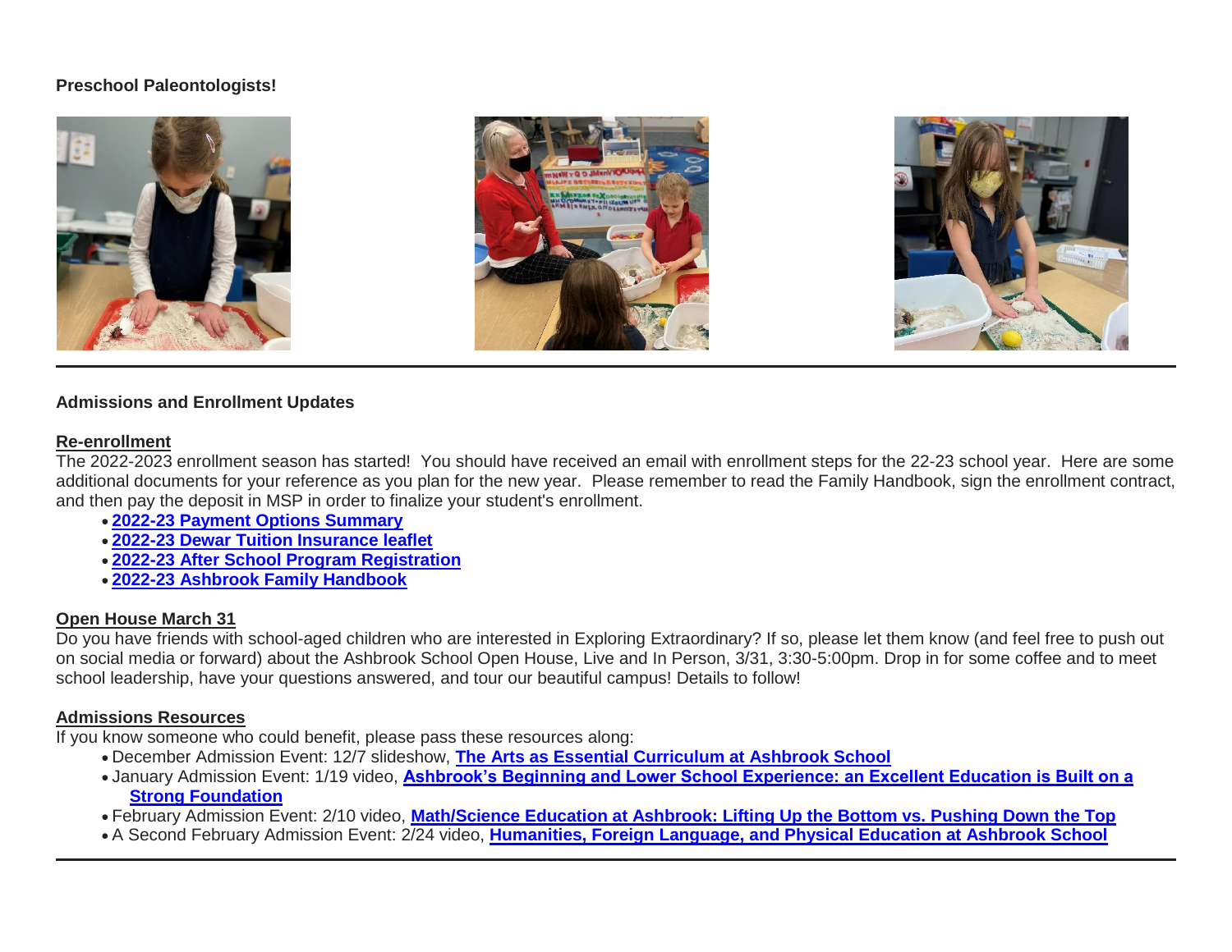**Preschool Paleontologists!**

---

**Admissions and Enrollment Updates**

**Re-enrollment**

The 2022-2023 enrollment season has started! You should have received an email with enrollment steps for the 22-23 school year. Here are some additional documents for your reference as you plan for the new year. Please remember to read the Family Handbook, sign the enrollment contract, and then pay the deposit in MSP in order to finalize your student's enrollment.

- **2022-23 Payment Options Summary**
- **2022-23 Dewar Tuition Insurance leaflet**
- **2022-23 After School Program Registration**
- **2022-23 Ashbrook Family Handbook**

**Open House March 31**

Do you have friends with school-aged children who are interested in Exploring Extraordinary? If so, please let them know (and feel free to push out on social media or forward) about the Ashbrook School Open House, Live and In Person, 3/31, 3:30-5:00pm. Drop in for some coffee and to meet school leadership, have your questions answered, and tour our beautiful campus! Details to follow!

**Admissions Resources**

If you know someone who could benefit, please pass these resources along:

- December Admission Event: 12/7 slideshow, **The Arts as Essential Curriculum at Ashbrook School**
- January Admission Event: 1/19 video, **Ashbrook's Beginning and Lower School Experience: an Excellent Education is Built on a Strong Foundation**
- February Admission Event: 2/10 video, **Math/Science Education at Ashbrook: Lifting Up the Bottom vs. Pushing Down the Top**
- A Second February Admission Event: 2/24 video, **Humanities, Foreign Language, and Physical Education at Ashbrook School**

---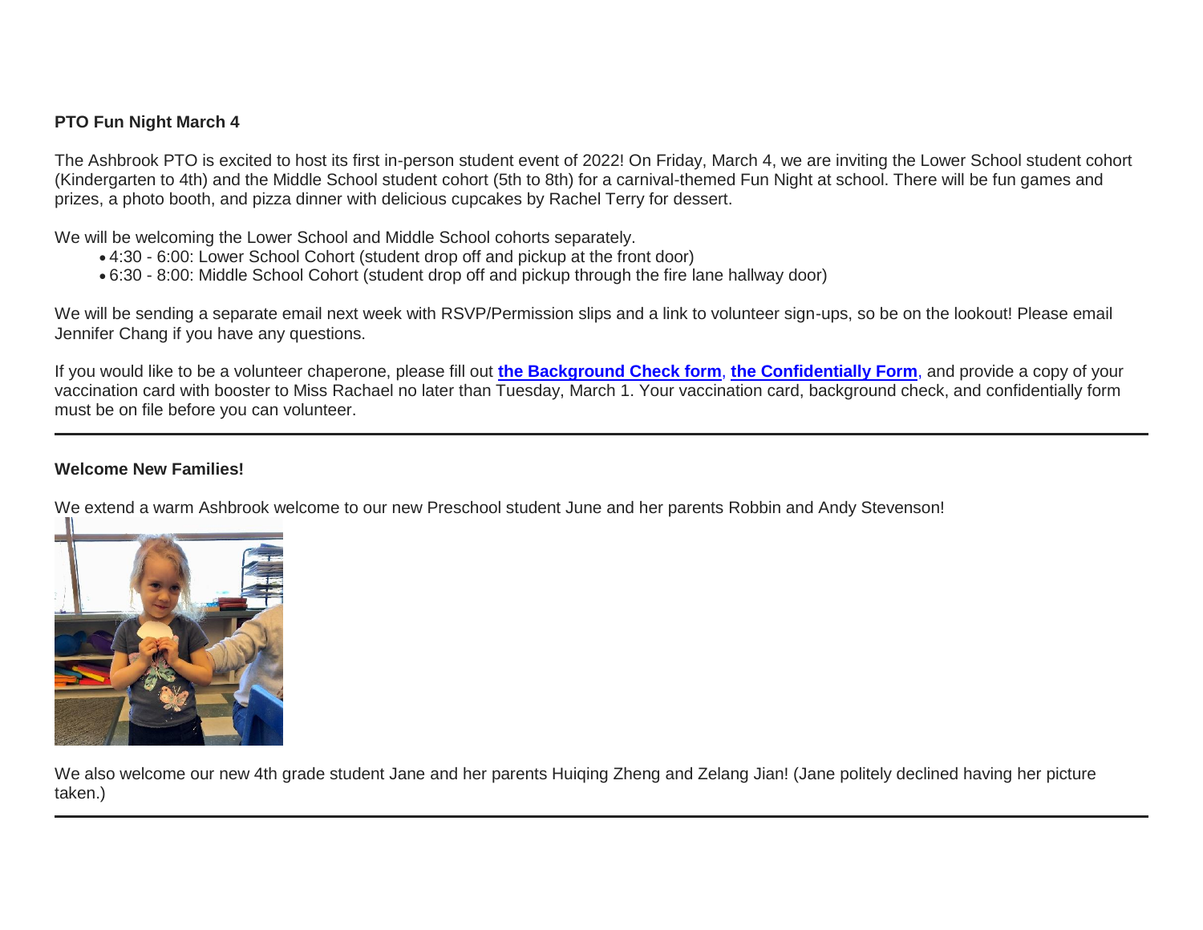**PTO Fun Night March 4**

The Ashbrook PTO is excited to host its first in-person student event of 2022! On Friday, March 4, we are inviting the Lower School student cohort (Kindergarten to 4th) and the Middle School student cohort (5th to 8th) for a carnival-themed Fun Night at school. There will be fun games and prizes, a photo booth, and pizza dinner with delicious cupcakes by Rachel Terry for dessert.

We will be welcoming the Lower School and Middle School cohorts separately.

- 4:30 - 6:00: Lower School Cohort (student drop off and pickup at the front door)
- 6:30 - 8:00: Middle School Cohort (student drop off and pickup through the fire lane hallway door)

We will be sending a separate email next week with RSVP/Permission slips and a link to volunteer sign-ups, so be on the lookout! Please email Jennifer Chang if you have any questions.

If you would like to be a volunteer chaperone, please fill out **the Background Check form**, **the Confidentially Form**, and provide a copy of your vaccination card with booster to Miss Rachael no later than Tuesday, March 1. Your vaccination card, background check, and confidentially form must be on file before you can volunteer.

---

**Welcome New Families!**

We extend a warm Ashbrook welcome to our new Preschool student June and her parents Robbin and Andy Stevenson!

We also welcome our new 4th grade student Jane and her parents Huiqing Zheng and Zelang Jian! (Jane politely declined having her picture taken.)

---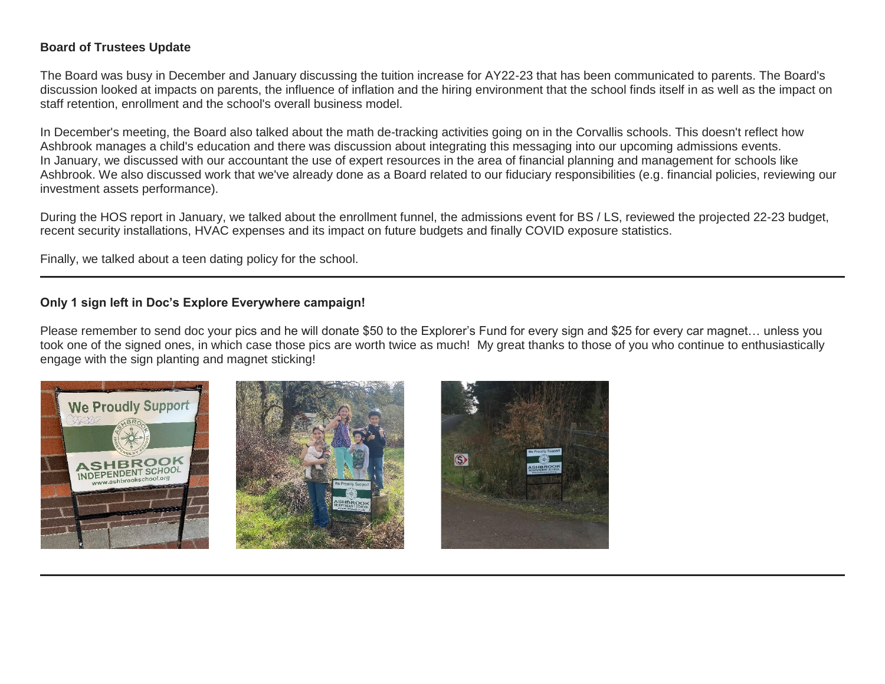**Board of Trustees Update**

The Board was busy in December and January discussing the tuition increase for AY22-23 that has been communicated to parents. The Board's discussion looked at impacts on parents, the influence of inflation and the hiring environment that the school finds itself in as well as the impact on staff retention, enrollment and the school's overall business model.

In December's meeting, the Board also talked about the math de-tracking activities going on in the Corvallis schools. This doesn't reflect how Ashbrook manages a child's education and there was discussion about integrating this messaging into our upcoming admissions events.
In January, we discussed with our accountant the use of expert resources in the area of financial planning and management for schools like Ashbrook. We also discussed work that we've already done as a Board related to our fiduciary responsibilities (e.g. financial policies, reviewing our investment assets performance).

During the HOS report in January, we talked about the enrollment funnel, the admissions event for BS / LS, reviewed the projected 22-23 budget, recent security installations, HVAC expenses and its impact on future budgets and finally COVID exposure statistics.

Finally, we talked about a teen dating policy for the school.

---

**Only 1 sign left in Doc's Explore Everywhere campaign!**

Please remember to send doc your pics and he will donate $50 to the Explorer's Fund for every sign and $25 for every car magnet… unless you took one of the signed ones, in which case those pics are worth twice as much! My great thanks to those of you who continue to enthusiastically engage with the sign planting and magnet sticking!

---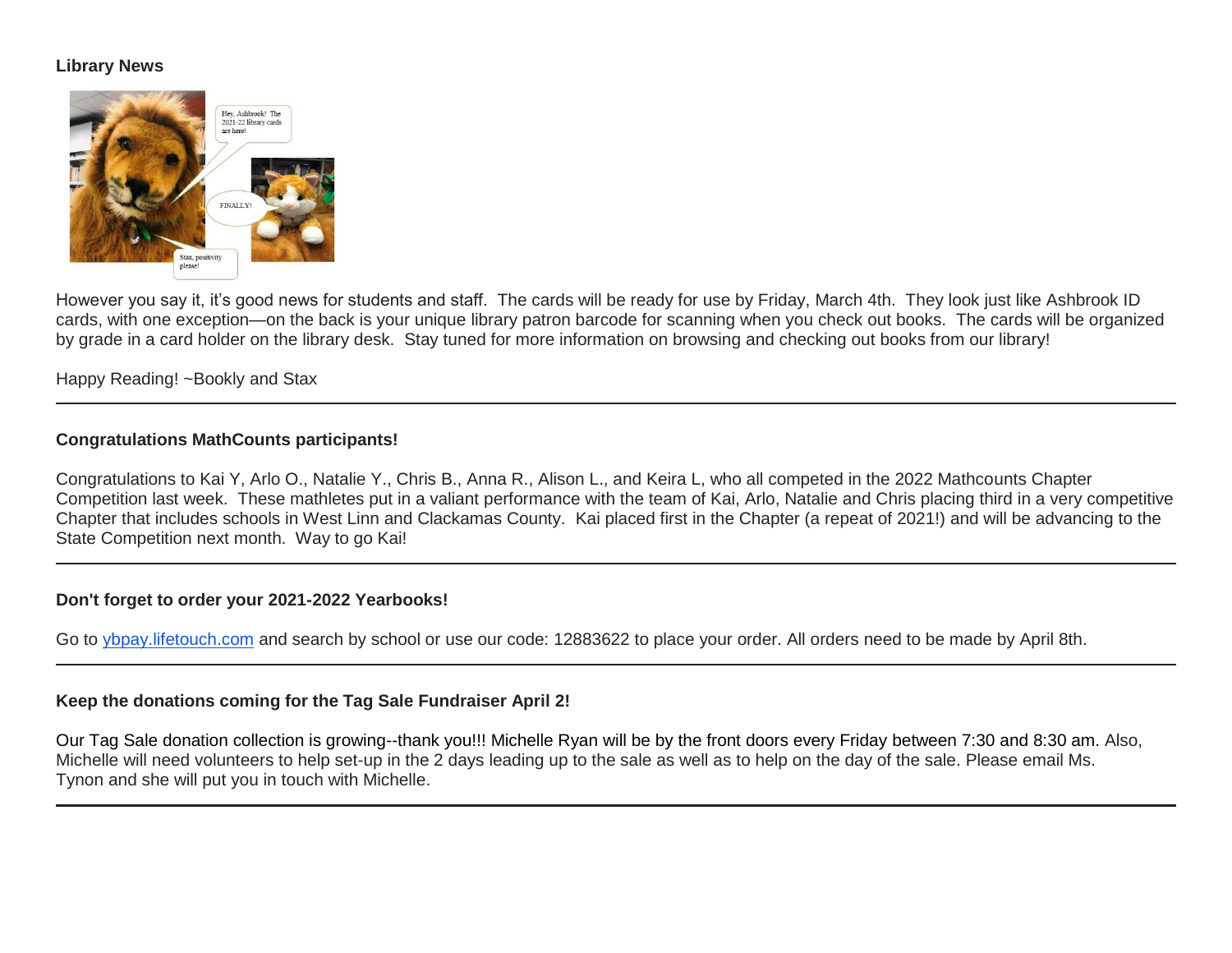**Library News**

However you say it, it's good news for students and staff. The cards will be ready for use by Friday, March 4th. They look just like Ashbrook ID cards, with one exception—on the back is your unique library patron barcode for scanning when you check out books. The cards will be organized by grade in a card holder on the library desk. Stay tuned for more information on browsing and checking out books from our library!

Happy Reading! ~Bookly and Stax

---

**Congratulations MathCounts participants!**

Congratulations to Kai Y, Arlo O., Natalie Y., Chris B., Anna R., Alison L., and Keira L, who all competed in the 2022 Mathcounts Chapter Competition last week. These mathletes put in a valiant performance with the team of Kai, Arlo, Natalie and Chris placing third in a very competitive Chapter that includes schools in West Linn and Clackamas County. Kai placed first in the Chapter (a repeat of 2021!) and will be advancing to the State Competition next month. Way to go Kai!

---

**Don't forget to order your 2021-2022 Yearbooks!**

Go to [ybpay.lifetouch.com](ybpay.lifetouch.com) and search by school or use our code: 12883622 to place your order. All orders need to be made by April 8th.

---

**Keep the donations coming for the Tag Sale Fundraiser April 2!**

Our Tag Sale donation collection is growing--thank you!!! Michelle Ryan will be by the front doors every Friday between 7:30 and 8:30 am. Also, Michelle will need volunteers to help set-up in the 2 days leading up to the sale as well as to help on the day of the sale. Please email Ms. Tynon and she will put you in touch with Michelle.

---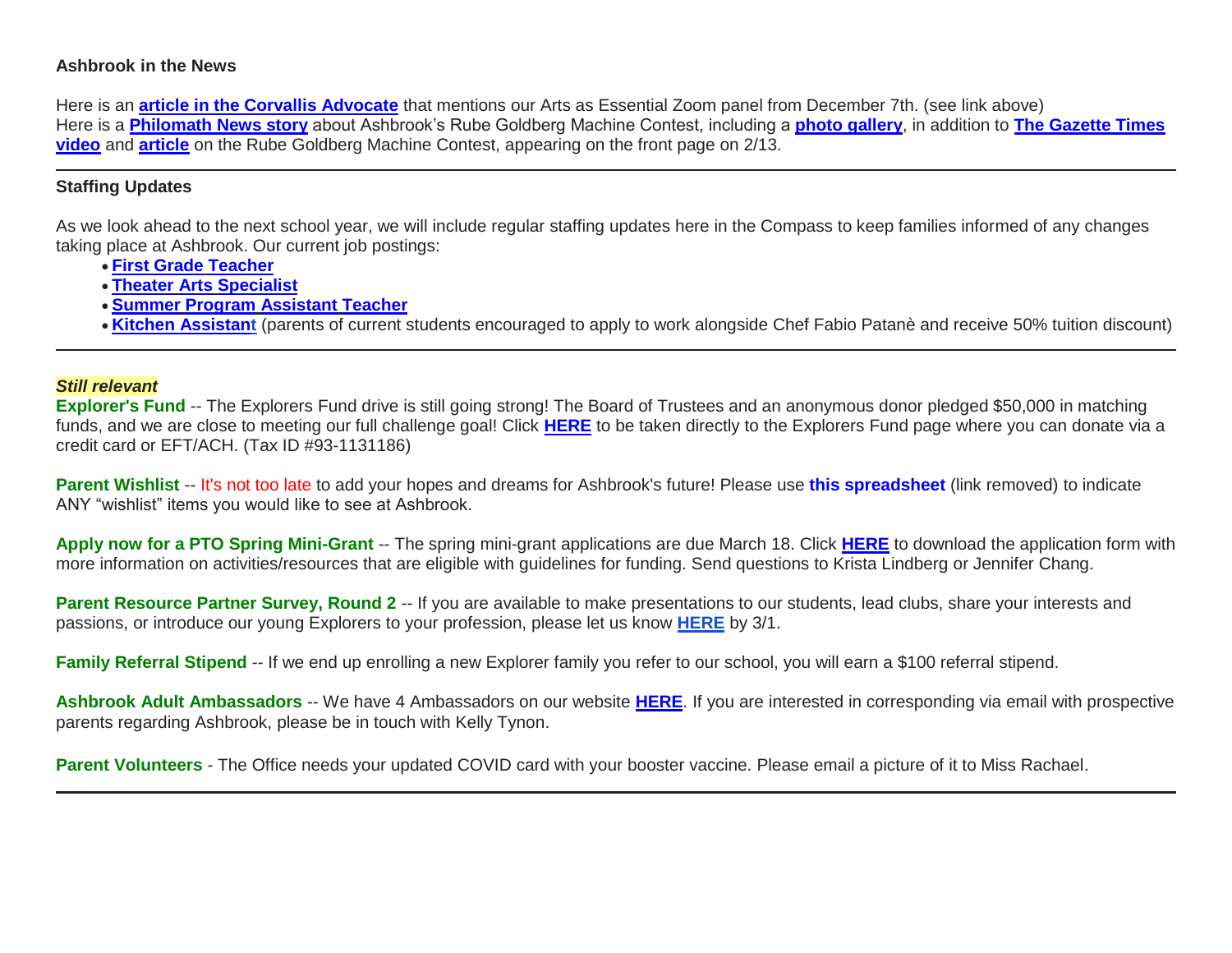**Ashbrook in the News**

Here is an **article in the Corvallis Advocate** that mentions our Arts as Essential Zoom panel from December 7th. (see link above)
Here is a **Philomath News story** about Ashbrook's Rube Goldberg Machine Contest, including a **photo gallery**, in addition to **The Gazette Times video** and **article** on the Rube Goldberg Machine Contest, appearing on the front page on 2/13.

---

**Staffing Updates**

As we look ahead to the next school year, we will include regular staffing updates here in the Compass to keep families informed of any changes taking place at Ashbrook. Our current job postings:

- **First Grade Teacher**
- **Theater Arts Specialist**
- **Summer Program Assistant Teacher**
- **Kitchen Assistant** (parents of current students encouraged to apply to work alongside Chef Fabio Patanè and receive 50% tuition discount)

---

***Still relevant***
**Explorer's Fund** -- The Explorers Fund drive is still going strong! The Board of Trustees and an anonymous donor pledged $50,000 in matching funds, and we are close to meeting our full challenge goal! Click **HERE** to be taken directly to the Explorers Fund page where you can donate via a credit card or EFT/ACH. (Tax ID #93-1131186)

**Parent Wishlist** -- It's not too late to add your hopes and dreams for Ashbrook's future! Please use **this spreadsheet** (link removed) to indicate ANY "wishlist" items you would like to see at Ashbrook.

**Apply now for a PTO Spring Mini-Grant** -- The spring mini-grant applications are due March 18. Click **HERE** to download the application form with more information on activities/resources that are eligible with guidelines for funding. Send questions to Krista Lindberg or Jennifer Chang.

**Parent Resource Partner Survey, Round 2** -- If you are available to make presentations to our students, lead clubs, share your interests and passions, or introduce our young Explorers to your profession, please let us know **HERE** by 3/1.

**Family Referral Stipend** -- If we end up enrolling a new Explorer family you refer to our school, you will earn a $100 referral stipend.

**Ashbrook Adult Ambassadors** -- We have 4 Ambassadors on our website **HERE**. If you are interested in corresponding via email with prospective parents regarding Ashbrook, please be in touch with Kelly Tynon.

**Parent Volunteers** - The Office needs your updated COVID card with your booster vaccine. Please email a picture of it to Miss Rachael.

---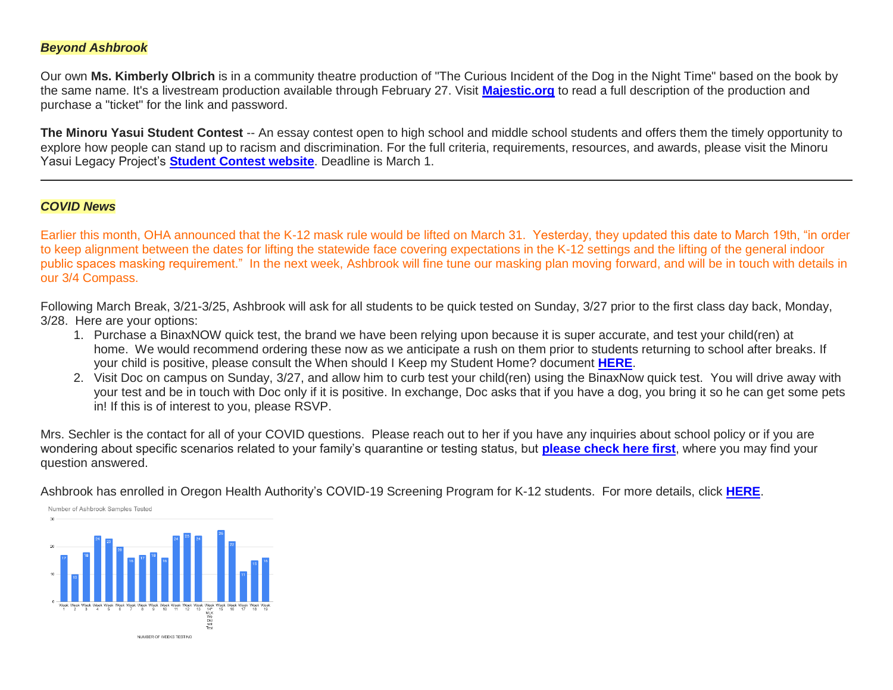***Beyond Ashbrook***

Our own **Ms. Kimberly Olbrich** is in a community theatre production of "The Curious Incident of the Dog in the Night Time" based on the book by the same name. It's a livestream production available through February 27. Visit **Majestic.org** to read a full description of the production and purchase a "ticket" for the link and password.

**The Minoru Yasui Student Contest** -- An essay contest open to high school and middle school students and offers them the timely opportunity to explore how people can stand up to racism and discrimination. For the full criteria, requirements, resources, and awards, please visit the Minoru Yasui Legacy Project's **Student Contest website**. Deadline is March 1.

---

***COVID News***

Earlier this month, OHA announced that the K-12 mask rule would be lifted on March 31. Yesterday, they updated this date to March 19th, "in order to keep alignment between the dates for lifting the statewide face covering expectations in the K-12 settings and the lifting of the general indoor public spaces masking requirement." In the next week, Ashbrook will fine tune our masking plan moving forward, and will be in touch with details in our 3/4 Compass.

Following March Break, 3/21-3/25, Ashbrook will ask for all students to be quick tested on Sunday, 3/27 prior to the first class day back, Monday, 3/28. Here are your options:

1. Purchase a BinaxNOW quick test, the brand we have been relying upon because it is super accurate, and test your child(ren) at home. We would recommend ordering these now as we anticipate a rush on them prior to students returning to school after breaks. If your child is positive, please consult the When should I Keep my Student Home? document **HERE**.
2. Visit Doc on campus on Sunday, 3/27, and allow him to curb test your child(ren) using the BinaxNow quick test. You will drive away with your test and be in touch with Doc only if it is positive. In exchange, Doc asks that if you have a dog, you bring it so he can get some pets in! If this is of interest to you, please RSVP.

Mrs. Sechler is the contact for all of your COVID questions. Please reach out to her if you have any inquiries about school policy or if you are wondering about specific scenarios related to your family's quarantine or testing status, but **please check here first**, where you may find your question answered.

Ashbrook has enrolled in Oregon Health Authority's COVID-19 Screening Program for K-12 students. For more details, click **HERE**.

Number of Ashbrook Samples Tested

0
10
20
30

17 10 18 24 23 20 16 17 18 16 24 25 24 26 22 11 15 16

Week 1, Week 2, Week 3, Week 4, Week 5, Week 6, Week 7, Week 8, Week 9, Week 10, Week 11, Week 12, Week 13, Week 14* MLK We Did not Test, Week 15, Week 16, Week 17, Week 18, Week 19

NUMBER OF WEEKS TESTING